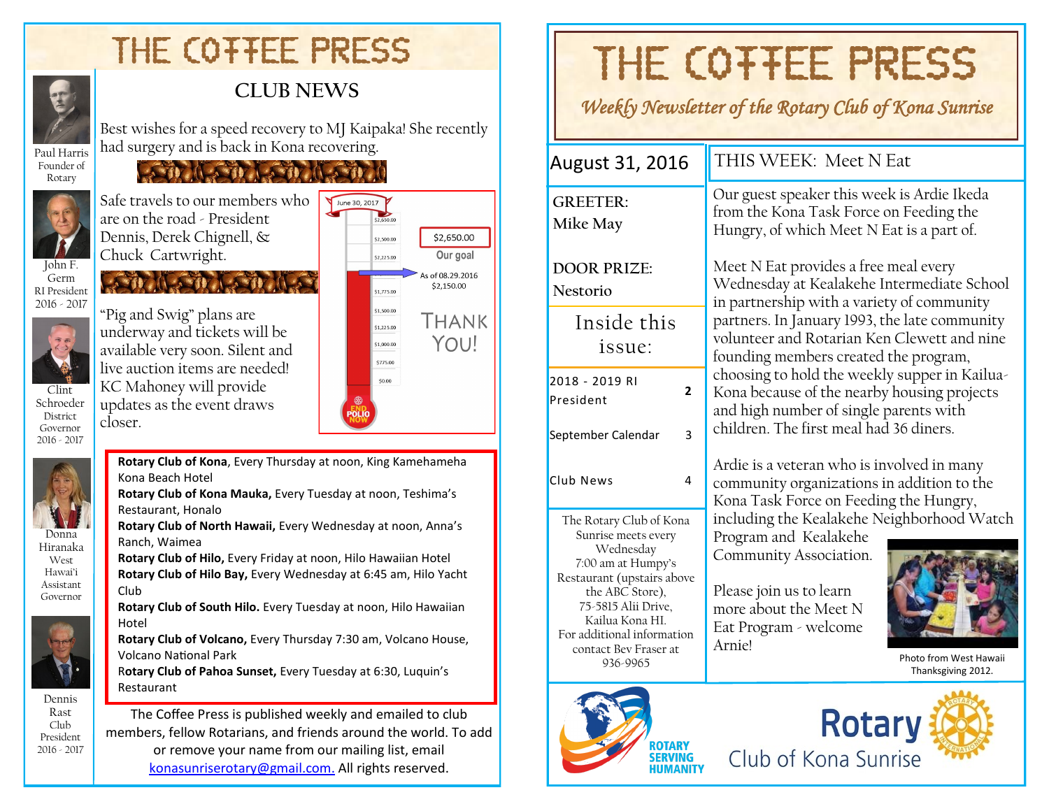# THE COFFEE PRESS

## CLUB NEWS

Paul Harris Founder of Rotary

John F. Germ RI President 2016 - 2017

Clint Schroeder District Governor 2016 - 2017

Donna Hiranaka West Hawai'i Assistant Governor

Dennis Rast Club President 2016 - 2017

Best wishes for a speedy recovery to MJ Kaipaka! She recently had surgery and is back in Kona recovering.

Safe travels to our members who are on the road - President Dennis, Derek Chignell, & Chuck Cartwright.

"Pig and Swig" plans are underway and tickets will be available very soon. Silent and live auction items are needed! KC Mahoney will provide updates as the event draws closer.

June 30, 2017

$2,650.00 Our goal

As of 08.29.2016 $2,150.00

THANK YOU!

END POLIO NOW

**Rotary Club of Kona**, Every Thursday at noon, King Kamehameha Kona Beach Hotel
**Rotary Club of Kona Mauka,** Every Tuesday at noon, Teshima's Restaurant, Honalo
**Rotary Club of North Hawaii,** Every Wednesday at noon, Anna's Ranch, Waimea
**Rotary Club of Hilo,** Every Friday at noon, Hilo Hawaiian Hotel
**Rotary Club of Hilo Bay,** Every Wednesday at 6:45 am, Hilo Yacht Club
**Rotary Club of South Hilo.** Every Tuesday at noon, Hilo Hawaiian Hotel
**Rotary Club of Volcano,** Every Thursday 7:30 am, Volcano House, Volcano National Park
**Rotary Club of Pahoa Sunset,** Every Tuesday at 6:30, Luquin's Restaurant

The Coffee Press is published weekly and emailed to club members, fellow Rotarians, and friends around the world. To add or remove your name from our mailing list, email konasunriserotary@gmail.com. All rights reserved.

# THE COFFEE PRESS

*Weekly Newsletter of the Rotary Club of Kona Sunrise*

August 31, 2016

**GREETER:**
**Mike May**

**DOOR PRIZE:**
**Nestorio**

### Inside this issue:

| | |
|---|---|
| 2018 - 2019 RI President | 2 |
| September Calendar | 3 |
| Club News | 4 |

The Rotary Club of Kona Sunrise meets every Wednesday 7:00 am at Humpy's Restaurant (upstairs above the ABC Store), 75-5815 Alii Drive, Kailua Kona HI. For additional information contact Bev Fraser at 936-9965

## THIS WEEK: Meet N Eat

Our guest speaker this week is Ardie Ikeda from the Kona Task Force on Feeding the Hungry, of which Meet N Eat is a part of.

Meet N Eat provides a free meal every Wednesday at Kealakehe Intermediate School in partnership with a variety of community partners. In January 1993, the late community volunteer and Rotarian Ken Clewett and nine founding members created the program, choosing to hold the weekly supper in Kailua-Kona because of the nearby housing projects and high number of single parents with children. The first meal had 36 diners.

Ardie is a veteran who is involved in many community organizations in addition to the Kona Task Force on Feeding the Hungry, including the Kealakehe Neighborhood Watch Program and Kealakehe Community Association.

Please join us to learn more about the Meet N Eat Program - welcome Arnie!

Photo from West Hawaii Thanksgiving 2012.

ROTARY SERVING HUMANITY

Rotary Club of Kona Sunrise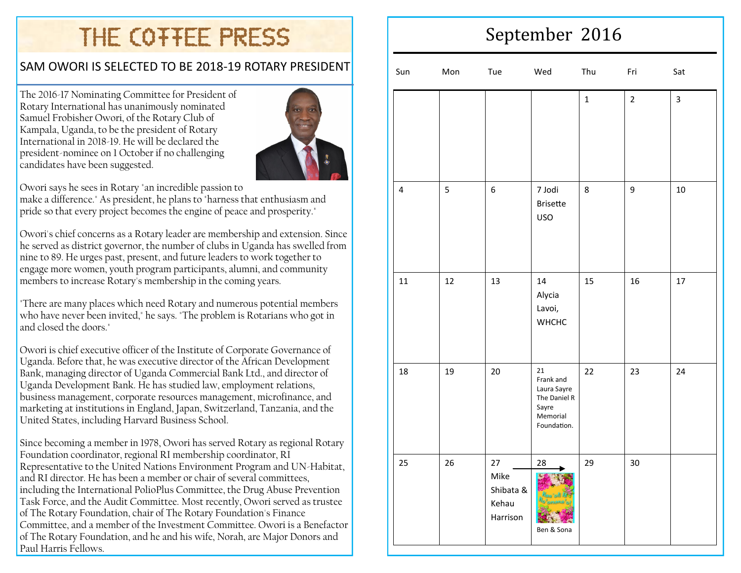# THE COFFEE PRESS

## SAM OWORI IS SELECTED TO BE 2018-19 ROTARY PRESIDENT

The 2016-17 Nominating Committee for President of Rotary International has unanimously nominated Samuel Frobisher Owori, of the Rotary Club of Kampala, Uganda, to be the president of Rotary International in 2018-19. He will be declared the president-nominee on 1 October if no challenging candidates have been suggested.

Owori says he sees in Rotary "an incredible passion to make a difference." As president, he plans to "harness that enthusiasm and pride so that every project becomes the engine of peace and prosperity."

Owori's chief concerns as a Rotary leader are membership and extension. Since he served as district governor, the number of clubs in Uganda has swelled from nine to 89. He urges past, present, and future leaders to work together to engage more women, youth program participants, alumni, and community members to increase Rotary's membership in the coming years.

"There are many places which need Rotary and numerous potential members who have never been invited," he says. "The problem is Rotarians who got in and closed the doors."

Owori is chief executive officer of the Institute of Corporate Governance of Uganda. Before that, he was executive director of the African Development Bank, managing director of Uganda Commercial Bank Ltd., and director of Uganda Development Bank. He has studied law, employment relations, business management, corporate resources management, microfinance, and marketing at institutions in England, Japan, Switzerland, Tanzania, and the United States, including Harvard Business School.

Since becoming a member in 1978, Owori has served Rotary as regional Rotary Foundation coordinator, regional RI membership coordinator, RI Representative to the United Nations Environment Program and UN-Habitat, and RI director. He has been a member or chair of several committees, including the International PolioPlus Committee, the Drug Abuse Prevention Task Force, and the Audit Committee. Most recently, Owori served as trustee of The Rotary Foundation, chair of The Rotary Foundation's Finance Committee, and a member of the Investment Committee. Owori is a Benefactor of The Rotary Foundation, and he and his wife, Norah, are Major Donors and Paul Harris Fellows.

## September 2016

| Sun | Mon | Tue | Wed | Thu | Fri | Sat |
|---|---|---|---|---|---|---|
| | | | | 1 | 2 | 3 |
| 4 | 5 | 6 | 7 Jodi Brisette USO | 8 | 9 | 10 |
| 11 | 12 | 13 | 14 Alycia Lavoi, WHCHC | 15 | 16 | 17 |
| 18 | 19 | 20 | 21 Frank and Laura Sayre The Daniel R Sayre Memorial Foundation. | 22 | 23 | 24 |
| 25 | 26 | 27 Mike Shibata & Kehau Harrison → | 28 Ben & Sona | 29 | 30 | |